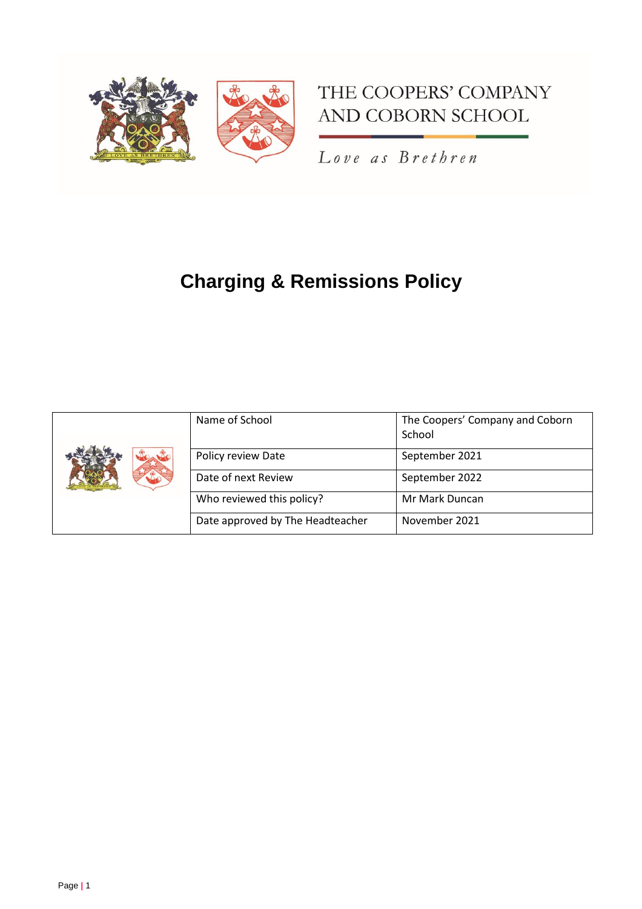THE COOPERS' COMPANY AND COBORN SCHOOL

*Love as Brethren*

# Charging & Remissions Policy

| | Name of School | The Coopers' Company and Coborn School |
|---|---|---|
| | Policy review Date | September 2021 |
| | Date of next Review | September 2022 |
| | Who reviewed this policy? | Mr Mark Duncan |
| | Date approved by The Headteacher | November 2021 |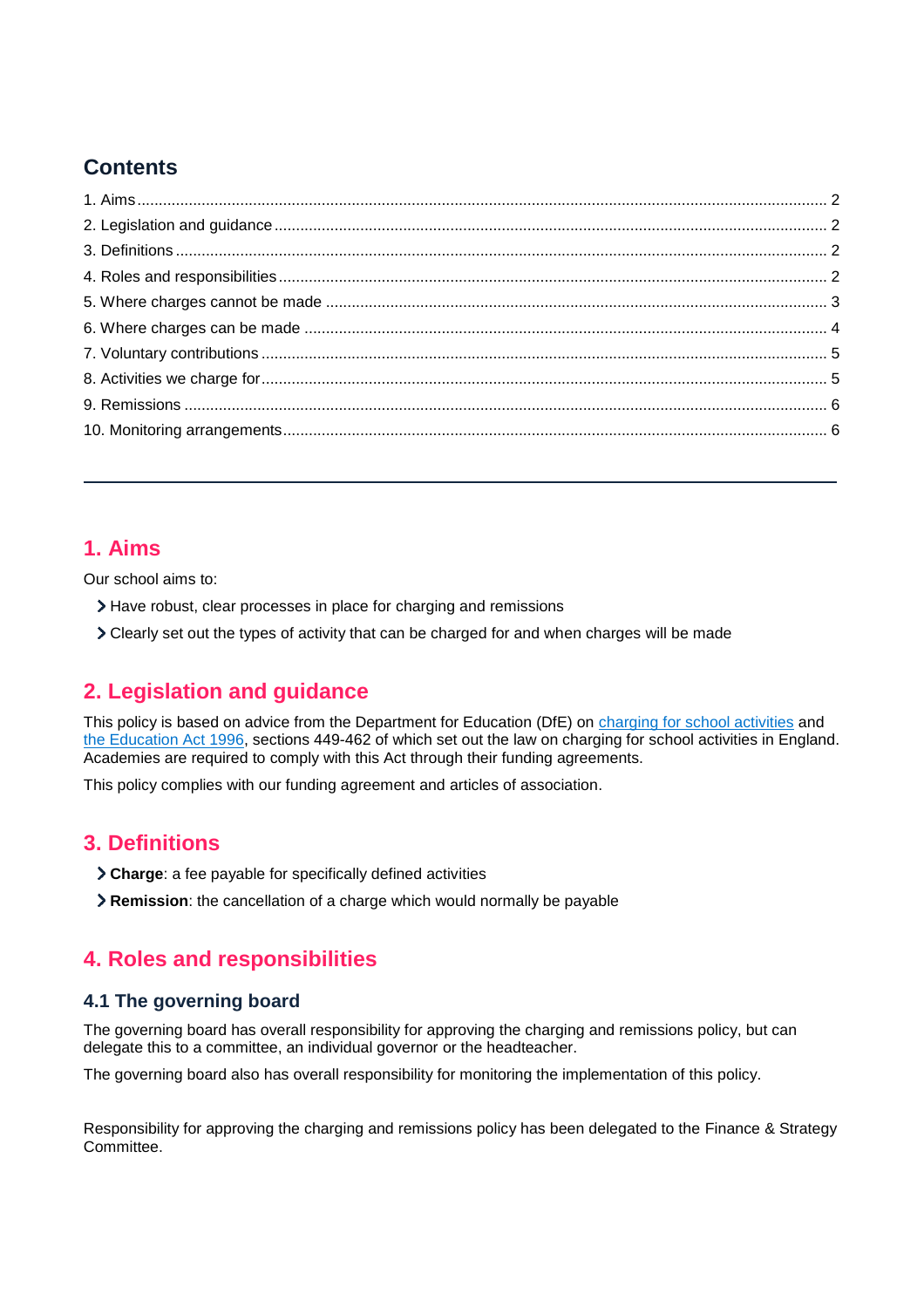## Contents

1. Aims ... 2
2. Legislation and guidance ... 2
3. Definitions ... 2
4. Roles and responsibilities ... 2
5. Where charges cannot be made ... 3
6. Where charges can be made ... 4
7. Voluntary contributions ... 5
8. Activities we charge for ... 5
9. Remissions ... 6
10. Monitoring arrangements ... 6

---

## 1. Aims

Our school aims to:

- Have robust, clear processes in place for charging and remissions
- Clearly set out the types of activity that can be charged for and when charges will be made

## 2. Legislation and guidance

This policy is based on advice from the Department for Education (DfE) on charging for school activities and the Education Act 1996, sections 449-462 of which set out the law on charging for school activities in England. Academies are required to comply with this Act through their funding agreements.

This policy complies with our funding agreement and articles of association.

## 3. Definitions

- **Charge**: a fee payable for specifically defined activities
- **Remission**: the cancellation of a charge which would normally be payable

## 4. Roles and responsibilities

### 4.1 The governing board

The governing board has overall responsibility for approving the charging and remissions policy, but can delegate this to a committee, an individual governor or the headteacher.

The governing board also has overall responsibility for monitoring the implementation of this policy.

Responsibility for approving the charging and remissions policy has been delegated to the Finance & Strategy Committee.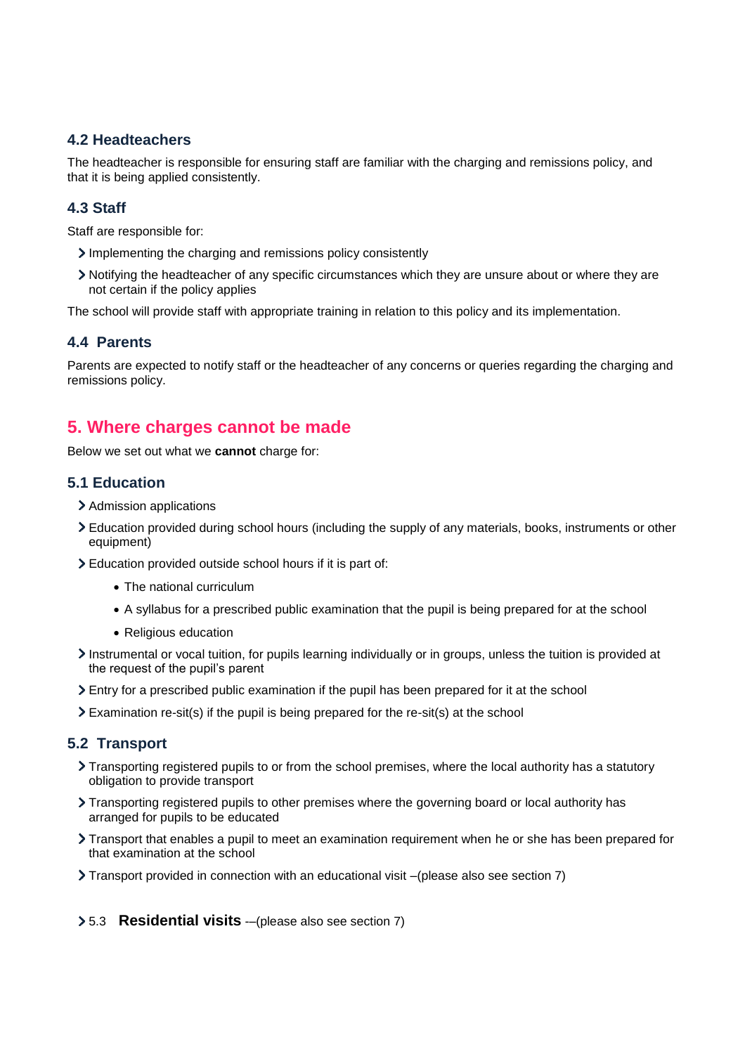### 4.2 Headteachers

The headteacher is responsible for ensuring staff are familiar with the charging and remissions policy, and that it is being applied consistently.

### 4.3 Staff

Staff are responsible for:

- Implementing the charging and remissions policy consistently
- Notifying the headteacher of any specific circumstances which they are unsure about or where they are not certain if the policy applies

The school will provide staff with appropriate training in relation to this policy and its implementation.

### 4.4 Parents

Parents are expected to notify staff or the headteacher of any concerns or queries regarding the charging and remissions policy.

## 5. Where charges cannot be made

Below we set out what we **cannot** charge for:

### 5.1 Education

- Admission applications
- Education provided during school hours (including the supply of any materials, books, instruments or other equipment)
- Education provided outside school hours if it is part of:
  - The national curriculum
  - A syllabus for a prescribed public examination that the pupil is being prepared for at the school
  - Religious education
- Instrumental or vocal tuition, for pupils learning individually or in groups, unless the tuition is provided at the request of the pupil's parent
- Entry for a prescribed public examination if the pupil has been prepared for it at the school
- Examination re-sit(s) if the pupil is being prepared for the re-sit(s) at the school

### 5.2 Transport

- Transporting registered pupils to or from the school premises, where the local authority has a statutory obligation to provide transport
- Transporting registered pupils to other premises where the governing board or local authority has arranged for pupils to be educated
- Transport that enables a pupil to meet an examination requirement when he or she has been prepared for that examination at the school
- Transport provided in connection with an educational visit –(please also see section 7)

### 5.3 Residential visits -–(please also see section 7)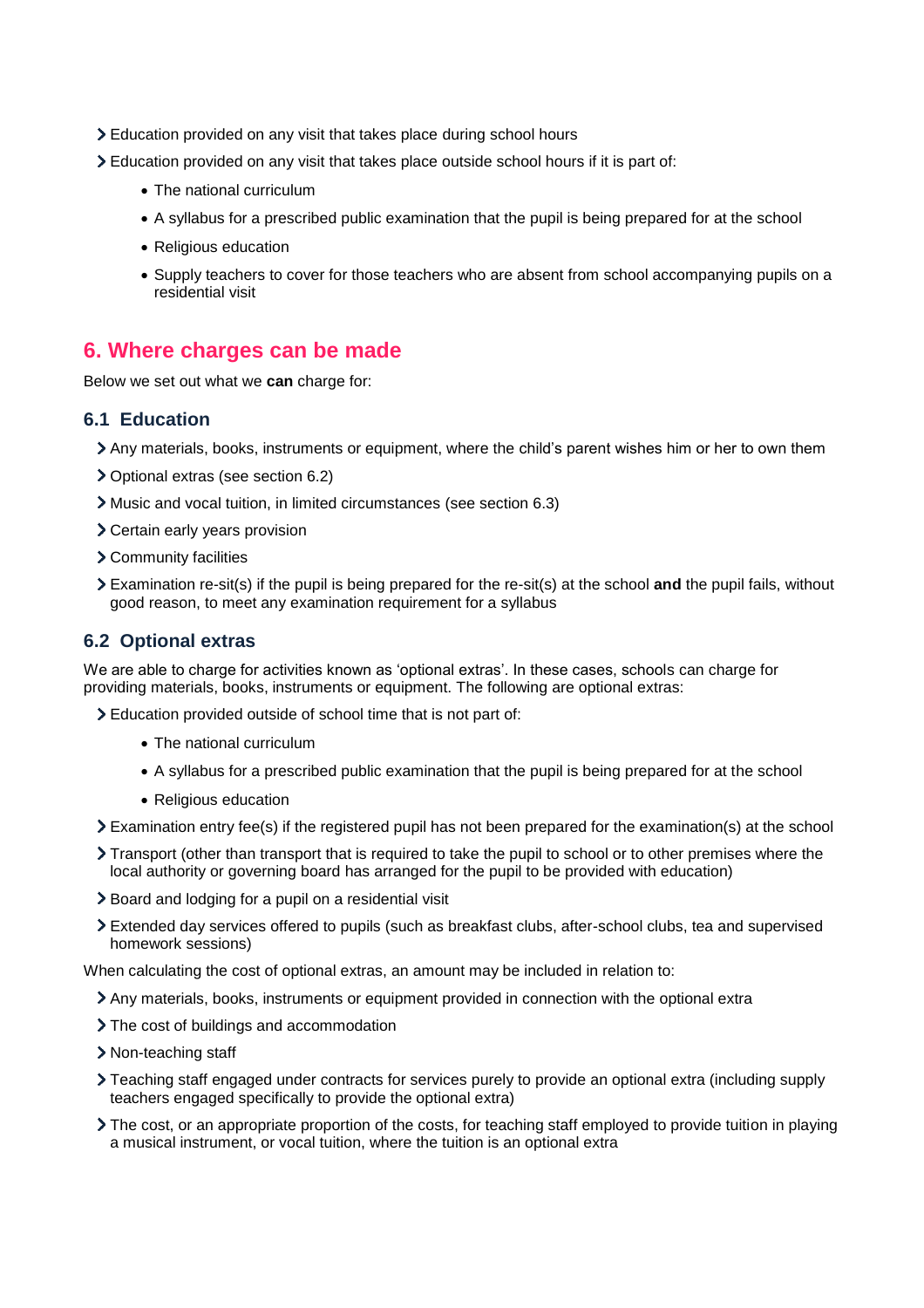- Education provided on any visit that takes place during school hours
- Education provided on any visit that takes place outside school hours if it is part of:
  - The national curriculum
  - A syllabus for a prescribed public examination that the pupil is being prepared for at the school
  - Religious education
  - Supply teachers to cover for those teachers who are absent from school accompanying pupils on a residential visit

## 6. Where charges can be made

Below we set out what we **can** charge for:

### 6.1 Education

- Any materials, books, instruments or equipment, where the child's parent wishes him or her to own them
- Optional extras (see section 6.2)
- Music and vocal tuition, in limited circumstances (see section 6.3)
- Certain early years provision
- Community facilities
- Examination re-sit(s) if the pupil is being prepared for the re-sit(s) at the school **and** the pupil fails, without good reason, to meet any examination requirement for a syllabus

### 6.2 Optional extras

We are able to charge for activities known as 'optional extras'. In these cases, schools can charge for providing materials, books, instruments or equipment. The following are optional extras:

- Education provided outside of school time that is not part of:
  - The national curriculum
  - A syllabus for a prescribed public examination that the pupil is being prepared for at the school
  - Religious education
- Examination entry fee(s) if the registered pupil has not been prepared for the examination(s) at the school
- Transport (other than transport that is required to take the pupil to school or to other premises where the local authority or governing board has arranged for the pupil to be provided with education)
- Board and lodging for a pupil on a residential visit
- Extended day services offered to pupils (such as breakfast clubs, after-school clubs, tea and supervised homework sessions)

When calculating the cost of optional extras, an amount may be included in relation to:

- Any materials, books, instruments or equipment provided in connection with the optional extra
- The cost of buildings and accommodation
- Non-teaching staff
- Teaching staff engaged under contracts for services purely to provide an optional extra (including supply teachers engaged specifically to provide the optional extra)
- The cost, or an appropriate proportion of the costs, for teaching staff employed to provide tuition in playing a musical instrument, or vocal tuition, where the tuition is an optional extra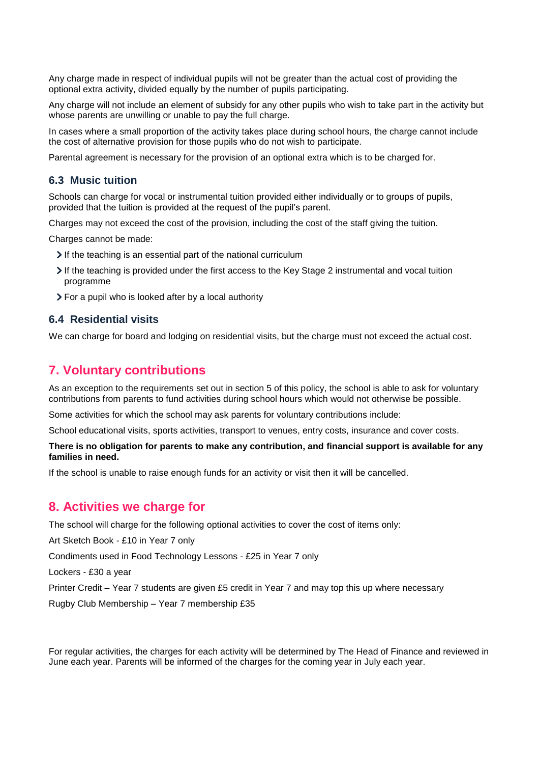Any charge made in respect of individual pupils will not be greater than the actual cost of providing the optional extra activity, divided equally by the number of pupils participating.

Any charge will not include an element of subsidy for any other pupils who wish to take part in the activity but whose parents are unwilling or unable to pay the full charge.

In cases where a small proportion of the activity takes place during school hours, the charge cannot include the cost of alternative provision for those pupils who do not wish to participate.

Parental agreement is necessary for the provision of an optional extra which is to be charged for.

### 6.3 Music tuition

Schools can charge for vocal or instrumental tuition provided either individually or to groups of pupils, provided that the tuition is provided at the request of the pupil's parent.

Charges may not exceed the cost of the provision, including the cost of the staff giving the tuition.

Charges cannot be made:

- If the teaching is an essential part of the national curriculum
- If the teaching is provided under the first access to the Key Stage 2 instrumental and vocal tuition programme
- For a pupil who is looked after by a local authority

### 6.4 Residential visits

We can charge for board and lodging on residential visits, but the charge must not exceed the actual cost.

## 7. Voluntary contributions

As an exception to the requirements set out in section 5 of this policy, the school is able to ask for voluntary contributions from parents to fund activities during school hours which would not otherwise be possible.

Some activities for which the school may ask parents for voluntary contributions include:

School educational visits, sports activities, transport to venues, entry costs, insurance and cover costs.

**There is no obligation for parents to make any contribution, and financial support is available for any families in need.**

If the school is unable to raise enough funds for an activity or visit then it will be cancelled.

## 8. Activities we charge for

The school will charge for the following optional activities to cover the cost of items only:

Art Sketch Book - £10 in Year 7 only

Condiments used in Food Technology Lessons - £25 in Year 7 only

Lockers - £30 a year

Printer Credit – Year 7 students are given £5 credit in Year 7 and may top this up where necessary

Rugby Club Membership – Year 7 membership £35

For regular activities, the charges for each activity will be determined by The Head of Finance and reviewed in June each year. Parents will be informed of the charges for the coming year in July each year.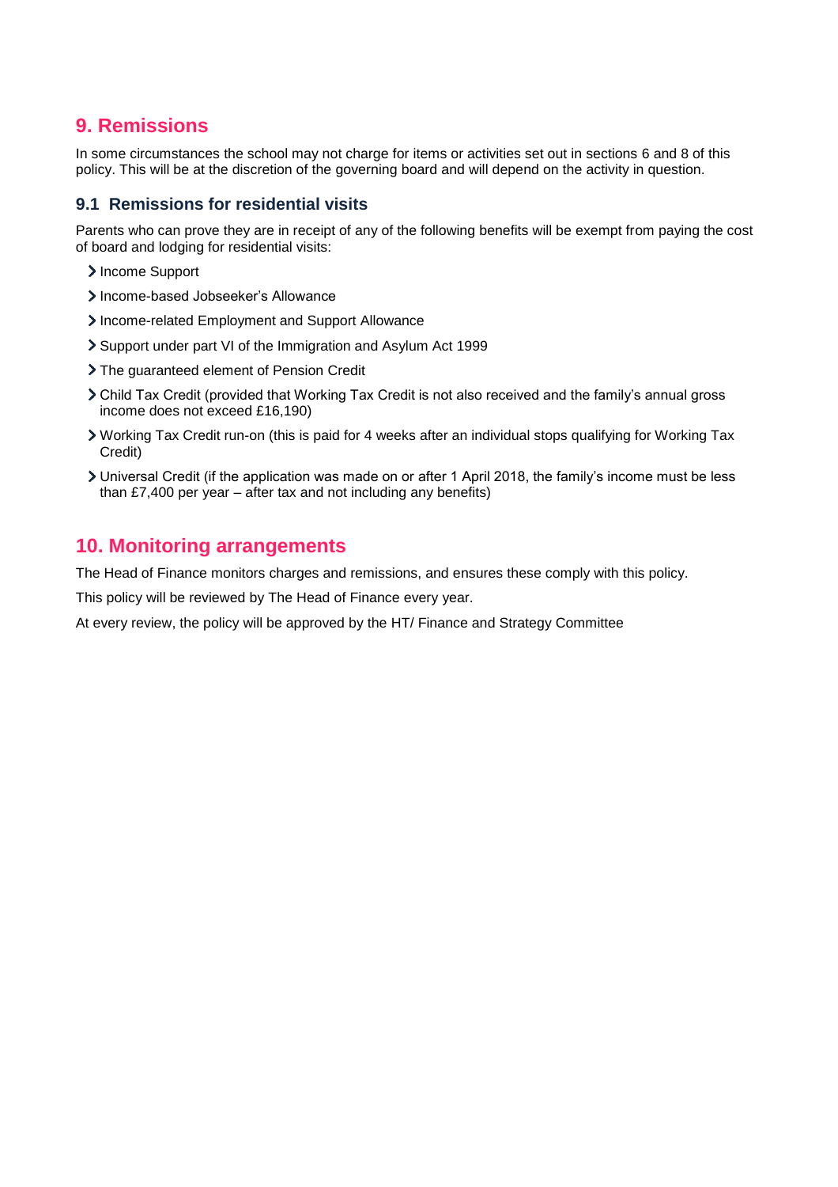## 9. Remissions

In some circumstances the school may not charge for items or activities set out in sections 6 and 8 of this policy. This will be at the discretion of the governing board and will depend on the activity in question.

### 9.1 Remissions for residential visits

Parents who can prove they are in receipt of any of the following benefits will be exempt from paying the cost of board and lodging for residential visits:

- Income Support
- Income-based Jobseeker's Allowance
- Income-related Employment and Support Allowance
- Support under part VI of the Immigration and Asylum Act 1999
- The guaranteed element of Pension Credit
- Child Tax Credit (provided that Working Tax Credit is not also received and the family's annual gross income does not exceed £16,190)
- Working Tax Credit run-on (this is paid for 4 weeks after an individual stops qualifying for Working Tax Credit)
- Universal Credit (if the application was made on or after 1 April 2018, the family's income must be less than £7,400 per year – after tax and not including any benefits)

## 10. Monitoring arrangements

The Head of Finance monitors charges and remissions, and ensures these comply with this policy.

This policy will be reviewed by The Head of Finance every year.

At every review, the policy will be approved by the HT/ Finance and Strategy Committee